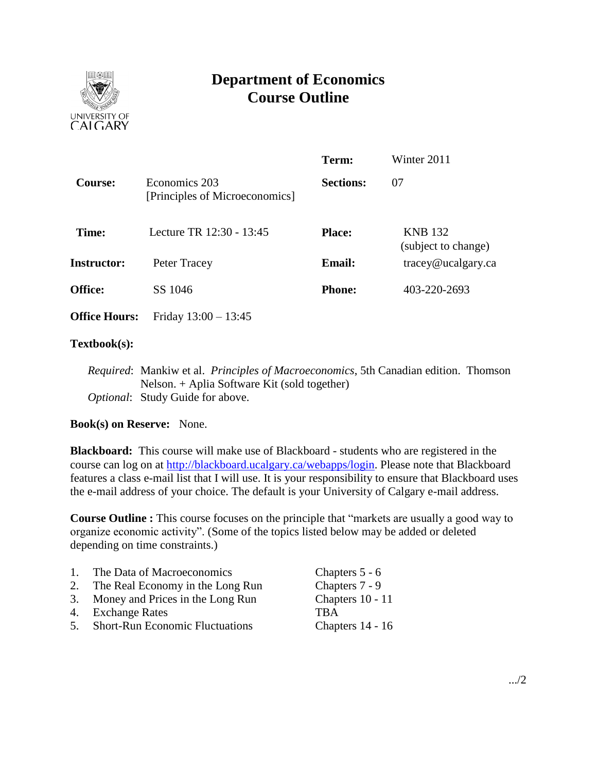# Department of Economics
# Course Outline

| | | | |
|---|---|---|---|
| | | **Term:** | Winter 2011 |
| **Course:** | Economics 203 [Principles of Microeconomics] | **Sections:** | 07 |
| **Time:** | Lecture TR 12:30 - 13:45 | **Place:** | KNB 132 (subject to change) |
| **Instructor:** | Peter Tracey | **Email:** | tracey@ucalgary.ca |
| **Office:** | SS 1046 | **Phone:** | 403-220-2693 |
| **Office Hours:** | Friday 13:00 – 13:45 | | |

**Textbook(s):**

*Required*: Mankiw et al. *Principles of Macroeconomics*, 5th Canadian edition. Thomson Nelson. + Aplia Software Kit (sold together)
*Optional*: Study Guide for above.

**Book(s) on Reserve:** None.

**Blackboard:** This course will make use of Blackboard - students who are registered in the course can log on at http://blackboard.ucalgary.ca/webapps/login. Please note that Blackboard features a class e-mail list that I will use. It is your responsibility to ensure that Blackboard uses the e-mail address of your choice. The default is your University of Calgary e-mail address.

**Course Outline :** This course focuses on the principle that "markets are usually a good way to organize economic activity". (Some of the topics listed below may be added or deleted depending on time constraints.)

| | | |
|---|---|---|
| 1. | The Data of Macroeconomics | Chapters 5 - 6 |
| 2. | The Real Economy in the Long Run | Chapters 7 - 9 |
| 3. | Money and Prices in the Long Run | Chapters 10 - 11 |
| 4. | Exchange Rates | TBA |
| 5. | Short-Run Economic Fluctuations | Chapters 14 - 16 |

.../2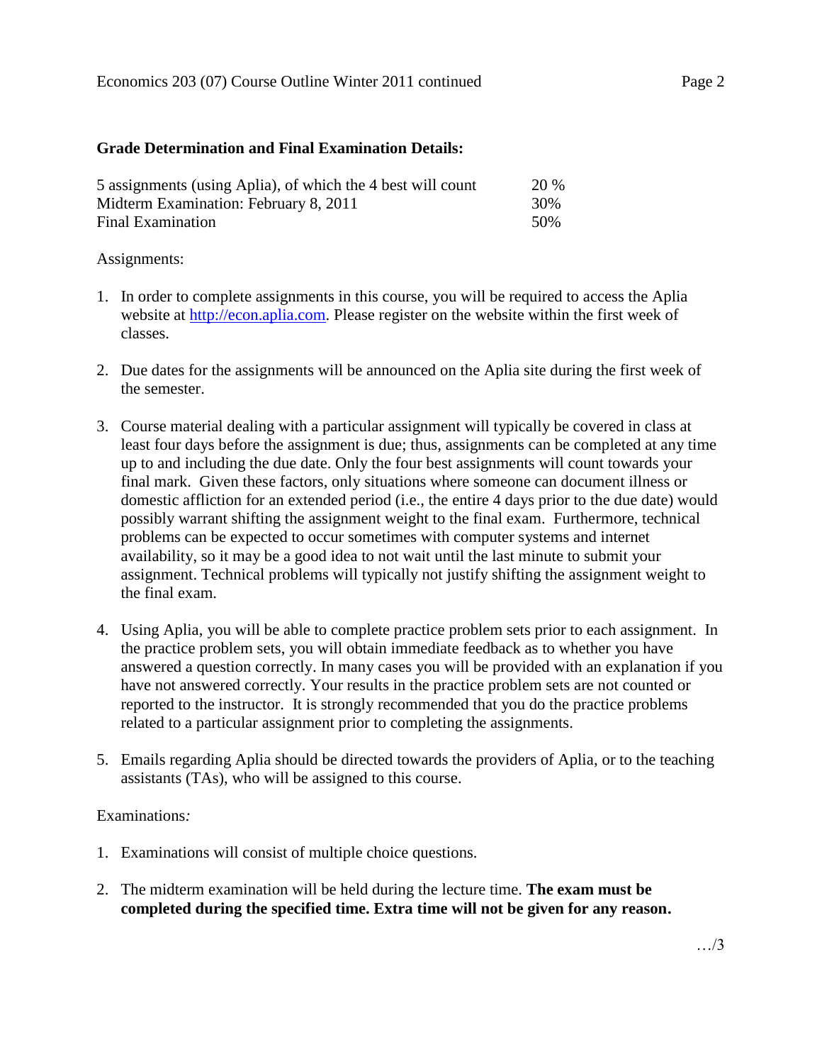**Grade Determination and Final Examination Details:**

| | |
|---|---|
| 5 assignments (using Aplia), of which the 4 best will count | 20 % |
| Midterm Examination: February 8, 2011 | 30% |
| Final Examination | 50% |

Assignments:

1. In order to complete assignments in this course, you will be required to access the Aplia website at http://econ.aplia.com. Please register on the website within the first week of classes.

2. Due dates for the assignments will be announced on the Aplia site during the first week of the semester.

3. Course material dealing with a particular assignment will typically be covered in class at least four days before the assignment is due; thus, assignments can be completed at any time up to and including the due date. Only the four best assignments will count towards your final mark. Given these factors, only situations where someone can document illness or domestic affliction for an extended period (i.e., the entire 4 days prior to the due date) would possibly warrant shifting the assignment weight to the final exam. Furthermore, technical problems can be expected to occur sometimes with computer systems and internet availability, so it may be a good idea to not wait until the last minute to submit your assignment. Technical problems will typically not justify shifting the assignment weight to the final exam.

4. Using Aplia, you will be able to complete practice problem sets prior to each assignment. In the practice problem sets, you will obtain immediate feedback as to whether you have answered a question correctly. In many cases you will be provided with an explanation if you have not answered correctly. Your results in the practice problem sets are not counted or reported to the instructor. It is strongly recommended that you do the practice problems related to a particular assignment prior to completing the assignments.

5. Emails regarding Aplia should be directed towards the providers of Aplia, or to the teaching assistants (TAs), who will be assigned to this course.

Examinations*:*

1. Examinations will consist of multiple choice questions.

2. The midterm examination will be held during the lecture time. **The exam must be completed during the specified time. Extra time will not be given for any reason.**

…/3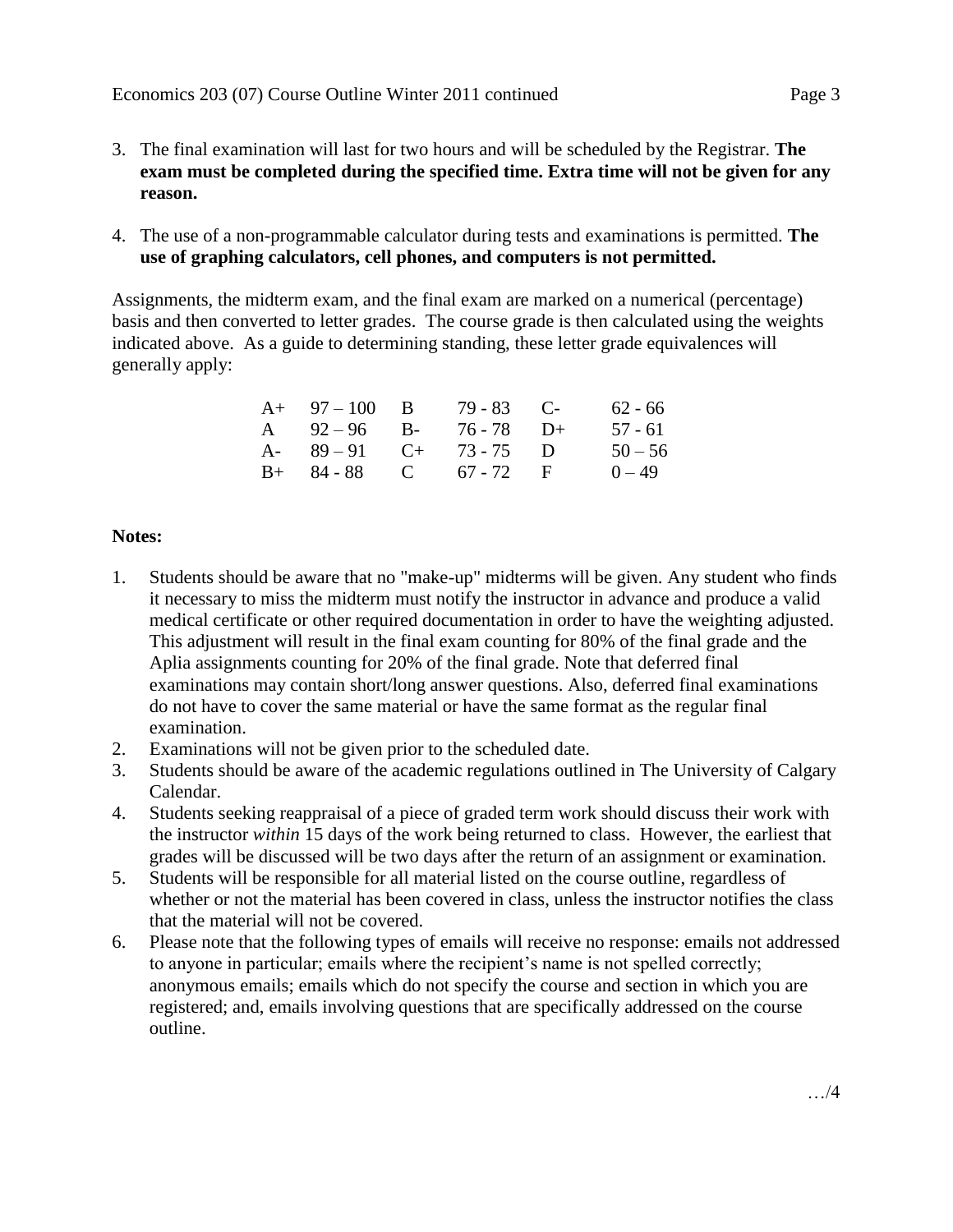3. The final examination will last for two hours and will be scheduled by the Registrar. **The exam must be completed during the specified time. Extra time will not be given for any reason.**

4. The use of a non-programmable calculator during tests and examinations is permitted. **The use of graphing calculators, cell phones, and computers is not permitted.**

Assignments, the midterm exam, and the final exam are marked on a numerical (percentage) basis and then converted to letter grades. The course grade is then calculated using the weights indicated above. As a guide to determining standing, these letter grade equivalences will generally apply:

| | | | | | |
|---|---|---|---|---|---|
| A+ | 97 – 100 | B | 79 - 83 | C- | 62 - 66 |
| A | 92 – 96 | B- | 76 - 78 | D+ | 57 - 61 |
| A- | 89 – 91 | C+ | 73 - 75 | D | 50 – 56 |
| B+ | 84 - 88 | C | 67 - 72 | F | 0 – 49 |

**Notes:**

1. Students should be aware that no "make-up" midterms will be given. Any student who finds it necessary to miss the midterm must notify the instructor in advance and produce a valid medical certificate or other required documentation in order to have the weighting adjusted. This adjustment will result in the final exam counting for 80% of the final grade and the Aplia assignments counting for 20% of the final grade. Note that deferred final examinations may contain short/long answer questions. Also, deferred final examinations do not have to cover the same material or have the same format as the regular final examination.
2. Examinations will not be given prior to the scheduled date.
3. Students should be aware of the academic regulations outlined in The University of Calgary Calendar.
4. Students seeking reappraisal of a piece of graded term work should discuss their work with the instructor *within* 15 days of the work being returned to class. However, the earliest that grades will be discussed will be two days after the return of an assignment or examination.
5. Students will be responsible for all material listed on the course outline, regardless of whether or not the material has been covered in class, unless the instructor notifies the class that the material will not be covered.
6. Please note that the following types of emails will receive no response: emails not addressed to anyone in particular; emails where the recipient's name is not spelled correctly; anonymous emails; emails which do not specify the course and section in which you are registered; and, emails involving questions that are specifically addressed on the course outline.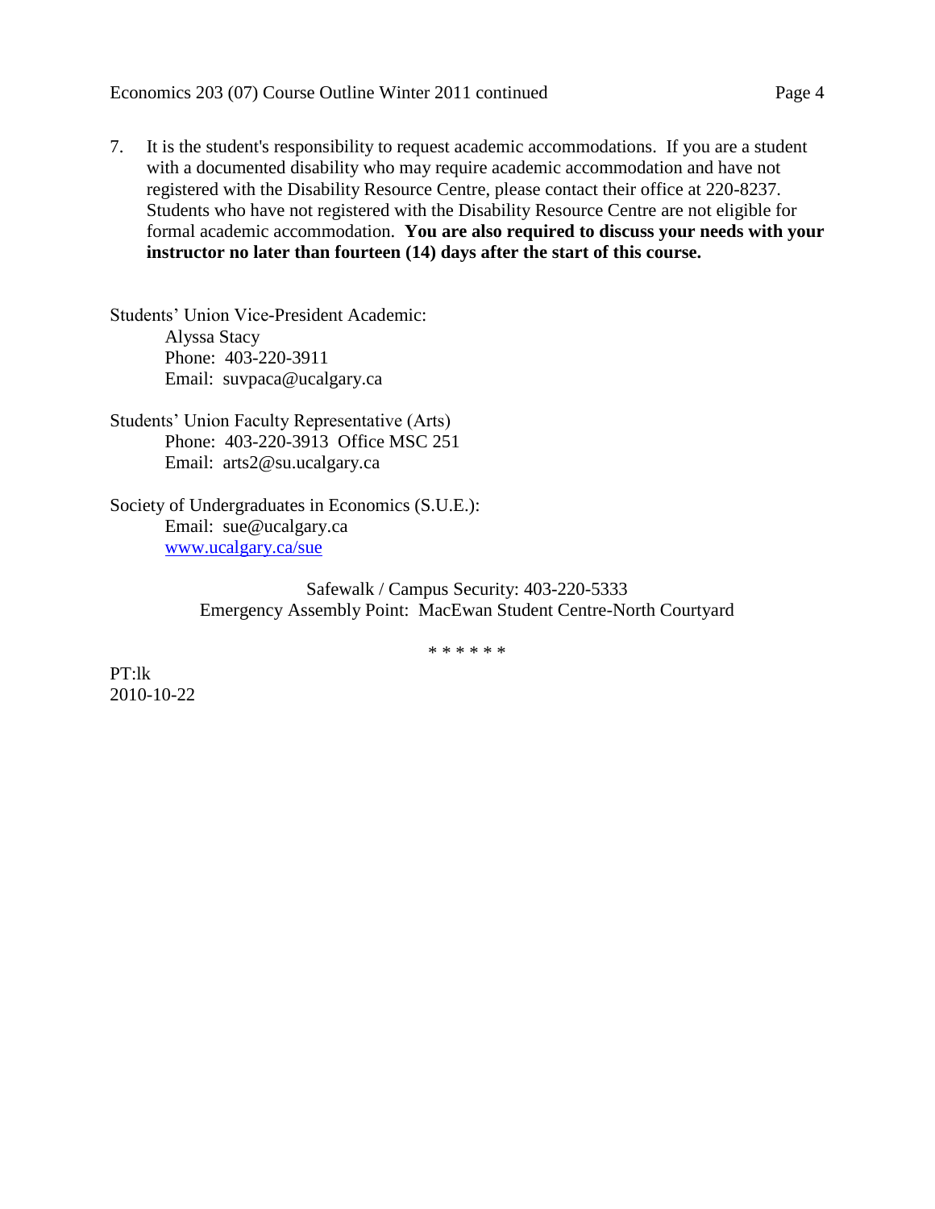7. It is the student's responsibility to request academic accommodations. If you are a student with a documented disability who may require academic accommodation and have not registered with the Disability Resource Centre, please contact their office at 220-8237. Students who have not registered with the Disability Resource Centre are not eligible for formal academic accommodation. **You are also required to discuss your needs with your instructor no later than fourteen (14) days after the start of this course.**

Students' Union Vice-President Academic:
Alyssa Stacy
Phone: 403-220-3911
Email: suvpaca@ucalgary.ca

Students' Union Faculty Representative (Arts)
Phone: 403-220-3913 Office MSC 251
Email: arts2@su.ucalgary.ca

Society of Undergraduates in Economics (S.U.E.):
Email: sue@ucalgary.ca
[www.ucalgary.ca/sue](http://www.ucalgary.ca/sue)

Safewalk / Campus Security: 403-220-5333
Emergency Assembly Point: MacEwan Student Centre-North Courtyard

* * * * * *

PT:lk
2010-10-22